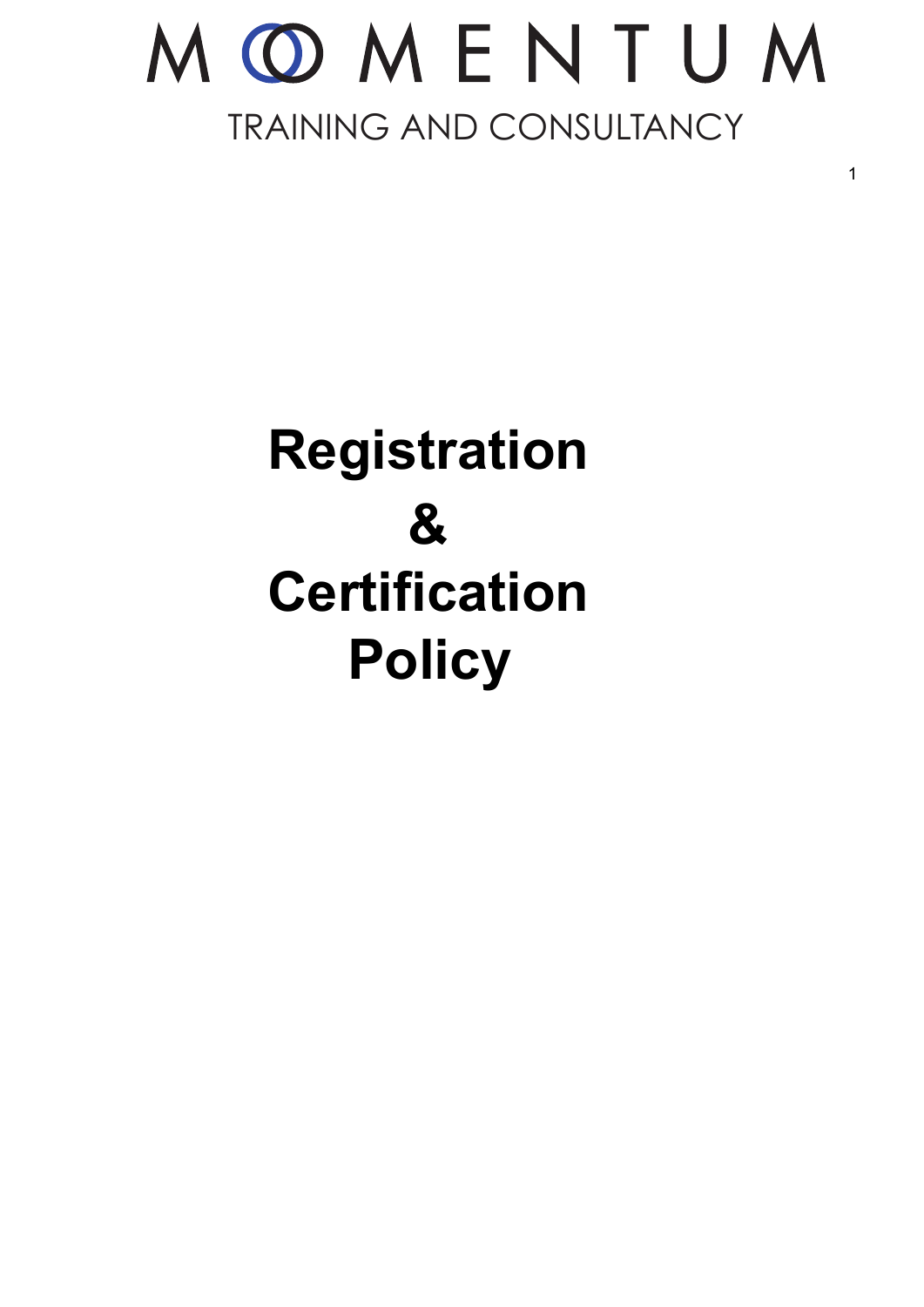# MOMENTUM

TRAINING AND CONSULTANCY

# Registration & Certification Policy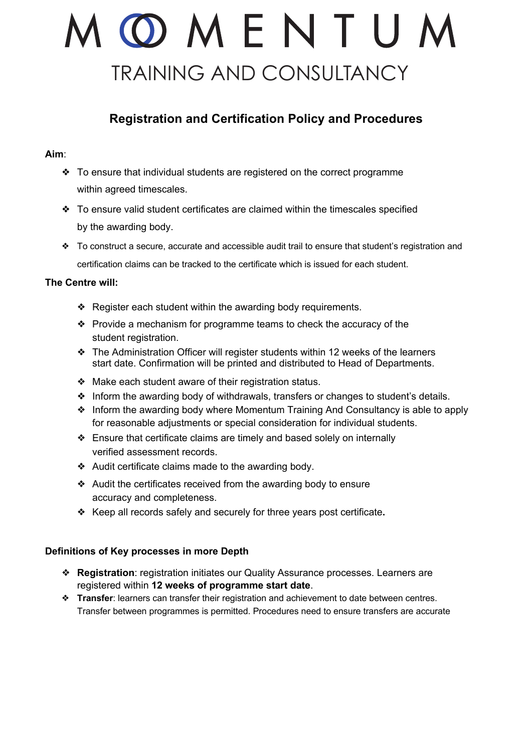# MOMENTUM

TRAINING AND CONSULTANCY

## Registration and Certification Policy and Procedures

**Aim**:

- To ensure that individual students are registered on the correct programme within agreed timescales.
- To ensure valid student certificates are claimed within the timescales specified by the awarding body.
- To construct a secure, accurate and accessible audit trail to ensure that student's registration and certification claims can be tracked to the certificate which is issued for each student.

**The Centre will:**

- Register each student within the awarding body requirements.
- Provide a mechanism for programme teams to check the accuracy of the student registration.
- The Administration Officer will register students within 12 weeks of the learners start date. Confirmation will be printed and distributed to Head of Departments.
- Make each student aware of their registration status.
- Inform the awarding body of withdrawals, transfers or changes to student's details.
- Inform the awarding body where Momentum Training And Consultancy is able to apply for reasonable adjustments or special consideration for individual students.
- Ensure that certificate claims are timely and based solely on internally verified assessment records.
- Audit certificate claims made to the awarding body.
- Audit the certificates received from the awarding body to ensure accuracy and completeness.
- Keep all records safely and securely for three years post certificate**.**

**Definitions of Key processes in more Depth**

- **Registration**: registration initiates our Quality Assurance processes. Learners are registered within **12 weeks of programme start date**.
- **Transfer**: learners can transfer their registration and achievement to date between centres. Transfer between programmes is permitted. Procedures need to ensure transfers are accurate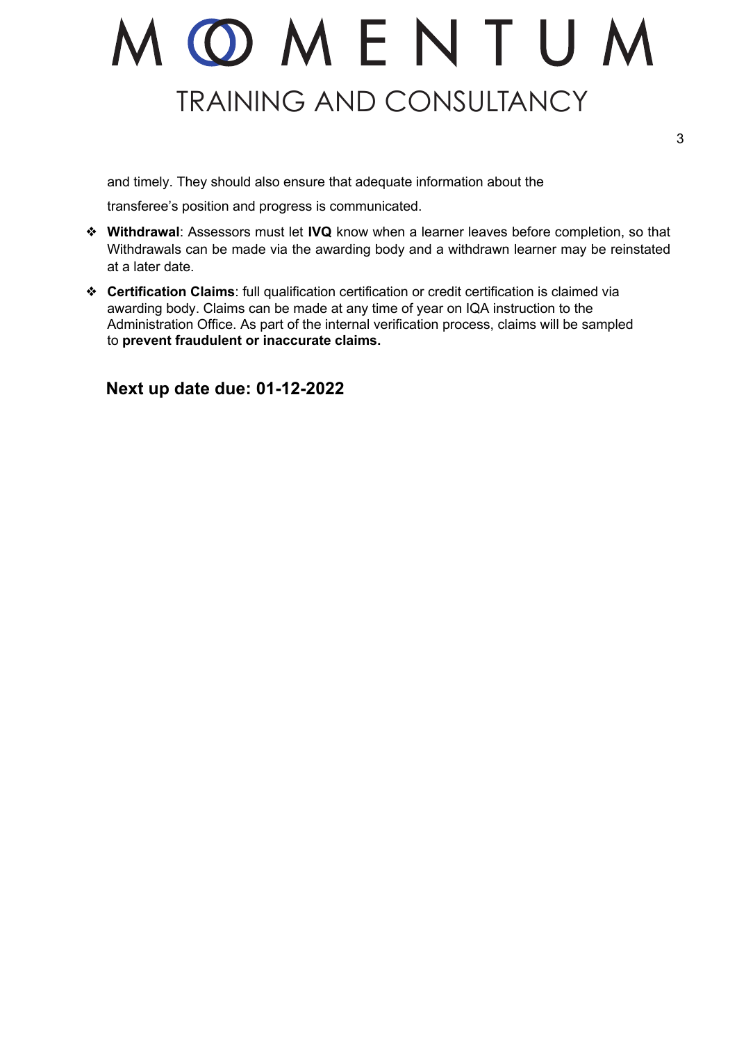and timely. They should also ensure that adequate information about the

transferee's position and progress is communicated.

- **Withdrawal**: Assessors must let **IVQ** know when a learner leaves before completion, so that Withdrawals can be made via the awarding body and a withdrawn learner may be reinstated at a later date.
- **Certification Claims**: full qualification certification or credit certification is claimed via awarding body. Claims can be made at any time of year on IQA instruction to the Administration Office. As part of the internal verification process, claims will be sampled to **prevent fraudulent or inaccurate claims.**

**Next up date due: 01-12-2022**